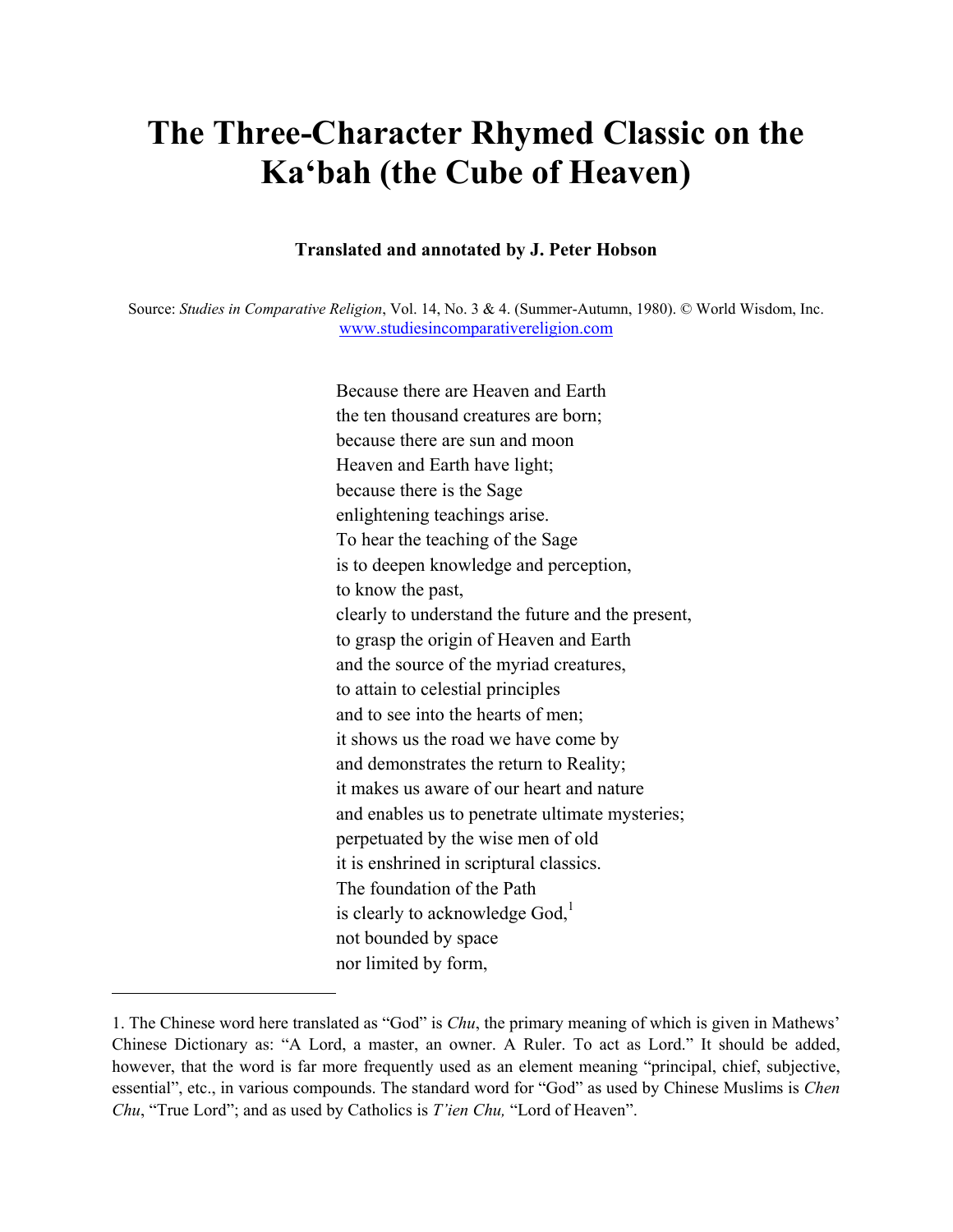# The Three-Character Rhymed Classic on the Ka'bah (the Cube of Heaven)

**Translated and annotated by J. Peter Hobson**

Source: *Studies in Comparative Religion*, Vol. 14, No. 3 & 4. (Summer-Autumn, 1980). © World Wisdom, Inc. www.studiesincomparativereligion.com

Because there are Heaven and Earth  
the ten thousand creatures are born;  
because there are sun and moon  
Heaven and Earth have light;  
because there is the Sage  
enlightening teachings arise.  
To hear the teaching of the Sage  
is to deepen knowledge and perception,  
to know the past,  
clearly to understand the future and the present,  
to grasp the origin of Heaven and Earth  
and the source of the myriad creatures,  
to attain to celestial principles  
and to see into the hearts of men;  
it shows us the road we have come by  
and demonstrates the return to Reality;  
it makes us aware of our heart and nature  
and enables us to penetrate ultimate mysteries;  
perpetuated by the wise men of old  
it is enshrined in scriptural classics.  
The foundation of the Path  
is clearly to acknowledge God,[1]  
not bounded by space  
nor limited by form,

---

1. The Chinese word here translated as "God" is *Chu*, the primary meaning of which is given in Mathews' Chinese Dictionary as: "A Lord, a master, an owner. A Ruler. To act as Lord." It should be added, however, that the word is far more frequently used as an element meaning "principal, chief, subjective, essential", etc., in various compounds. The standard word for "God" as used by Chinese Muslims is *Chen Chu*, "True Lord"; and as used by Catholics is *T'ien Chu,* "Lord of Heaven".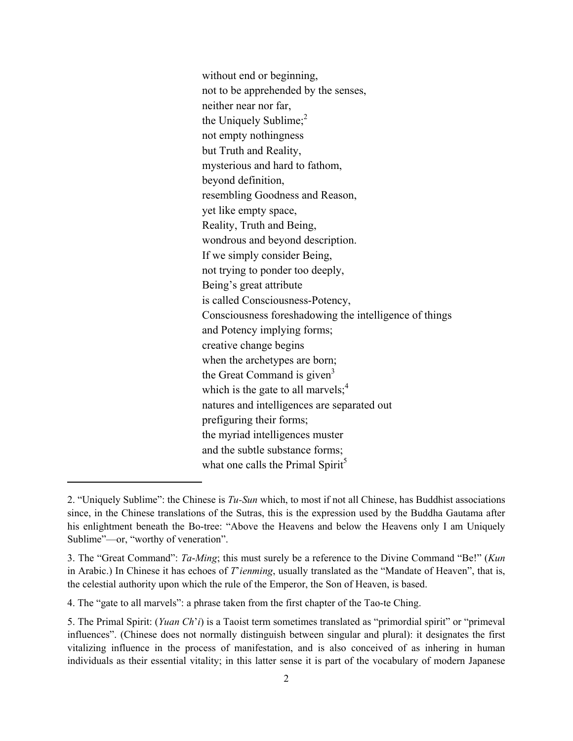without end or beginning,  
not to be apprehended by the senses,  
neither near nor far,  
the Uniquely Sublime;[2]  
not empty nothingness  
but Truth and Reality,  
mysterious and hard to fathom,  
beyond definition,  
resembling Goodness and Reason,  
yet like empty space,  
Reality, Truth and Being,  
wondrous and beyond description.  
If we simply consider Being,  
not trying to ponder too deeply,  
Being's great attribute  
is called Consciousness-Potency,  
Consciousness foreshadowing the intelligence of things  
and Potency implying forms;  
creative change begins  
when the archetypes are born;  
the Great Command is given[3]  
which is the gate to all marvels;[4]  
natures and intelligences are separated out  
prefiguring their forms;  
the myriad intelligences muster  
and the subtle substance forms;  
what one calls the Primal Spirit[5]

---

2. "Uniquely Sublime": the Chinese is *Tu-Sun* which, to most if not all Chinese, has Buddhist associations since, in the Chinese translations of the Sutras, this is the expression used by the Buddha Gautama after his enlightment beneath the Bo-tree: "Above the Heavens and below the Heavens only I am Uniquely Sublime"—or, "worthy of veneration".

3. The "Great Command": *Ta-Ming*; this must surely be a reference to the Divine Command "Be!" (*Kun* in Arabic.) In Chinese it has echoes of *T'ienming*, usually translated as the "Mandate of Heaven", that is, the celestial authority upon which the rule of the Emperor, the Son of Heaven, is based.

4. The "gate to all marvels": a phrase taken from the first chapter of the Tao-te Ching.

5. The Primal Spirit: (*Yuan Ch'i*) is a Taoist term sometimes translated as "primordial spirit" or "primeval influences". (Chinese does not normally distinguish between singular and plural): it designates the first vitalizing influence in the process of manifestation, and is also conceived of as inhering in human individuals as their essential vitality; in this latter sense it is part of the vocabulary of modern Japanese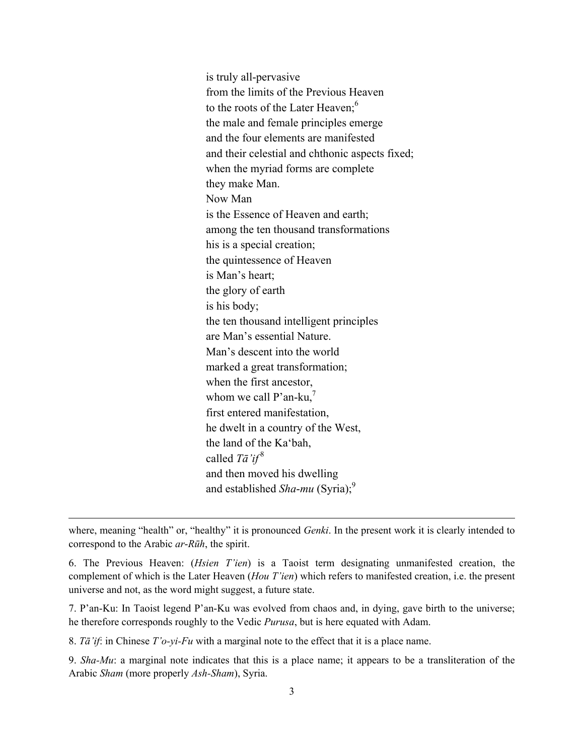is truly all-pervasive  
from the limits of the Previous Heaven  
to the roots of the Later Heaven;[6]  
the male and female principles emerge  
and the four elements are manifested  
and their celestial and chthonic aspects fixed;  
when the myriad forms are complete  
they make Man.  
Now Man  
is the Essence of Heaven and earth;  
among the ten thousand transformations  
his is a special creation;  
the quintessence of Heaven  
is Man's heart;  
the glory of earth  
is his body;  
the ten thousand intelligent principles  
are Man's essential Nature.  
Man's descent into the world  
marked a great transformation;  
when the first ancestor,  
whom we call P'an-ku,[7]  
first entered manifestation,  
he dwelt in a country of the West,  
the land of the Ka'bah,  
called *Tā'if*[8]  
and then moved his dwelling  
and established *Sha-mu* (Syria);[9]

---

where, meaning "health" or, "healthy" it is pronounced *Genki*. In the present work it is clearly intended to correspond to the Arabic *ar-Rūh*, the spirit.

6. The Previous Heaven: (*Hsien T'ien*) is a Taoist term designating unmanifested creation, the complement of which is the Later Heaven (*Hou T'ien*) which refers to manifested creation, i.e. the present universe and not, as the word might suggest, a future state.

7. P'an-Ku: In Taoist legend P'an-Ku was evolved from chaos and, in dying, gave birth to the universe; he therefore corresponds roughly to the Vedic *Purusa*, but is here equated with Adam.

8. *Tā'if*: in Chinese *T'o-yi-Fu* with a marginal note to the effect that it is a place name.

9. *Sha-Mu*: a marginal note indicates that this is a place name; it appears to be a transliteration of the Arabic *Sham* (more properly *Ash-Sham*), Syria.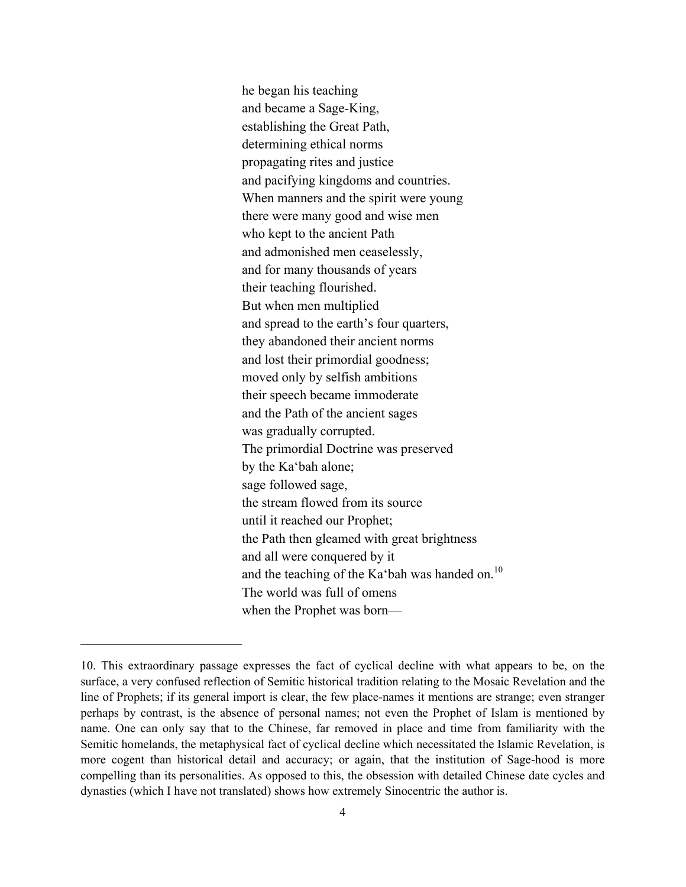he began his teaching  
and became a Sage-King,  
establishing the Great Path,  
determining ethical norms  
propagating rites and justice  
and pacifying kingdoms and countries.  
When manners and the spirit were young  
there were many good and wise men  
who kept to the ancient Path  
and admonished men ceaselessly,  
and for many thousands of years  
their teaching flourished.  
But when men multiplied  
and spread to the earth's four quarters,  
they abandoned their ancient norms  
and lost their primordial goodness;  
moved only by selfish ambitions  
their speech became immoderate  
and the Path of the ancient sages  
was gradually corrupted.  
The primordial Doctrine was preserved  
by the Ka'bah alone;  
sage followed sage,  
the stream flowed from its source  
until it reached our Prophet;  
the Path then gleamed with great brightness  
and all were conquered by it  
and the teaching of the Ka'bah was handed on.[10]  
The world was full of omens  
when the Prophet was born—

---

10. This extraordinary passage expresses the fact of cyclical decline with what appears to be, on the surface, a very confused reflection of Semitic historical tradition relating to the Mosaic Revelation and the line of Prophets; if its general import is clear, the few place-names it mentions are strange; even stranger perhaps by contrast, is the absence of personal names; not even the Prophet of Islam is mentioned by name. One can only say that to the Chinese, far removed in place and time from familiarity with the Semitic homelands, the metaphysical fact of cyclical decline which necessitated the Islamic Revelation, is more cogent than historical detail and accuracy; or again, that the institution of Sage-hood is more compelling than its personalities. As opposed to this, the obsession with detailed Chinese date cycles and dynasties (which I have not translated) shows how extremely Sinocentric the author is.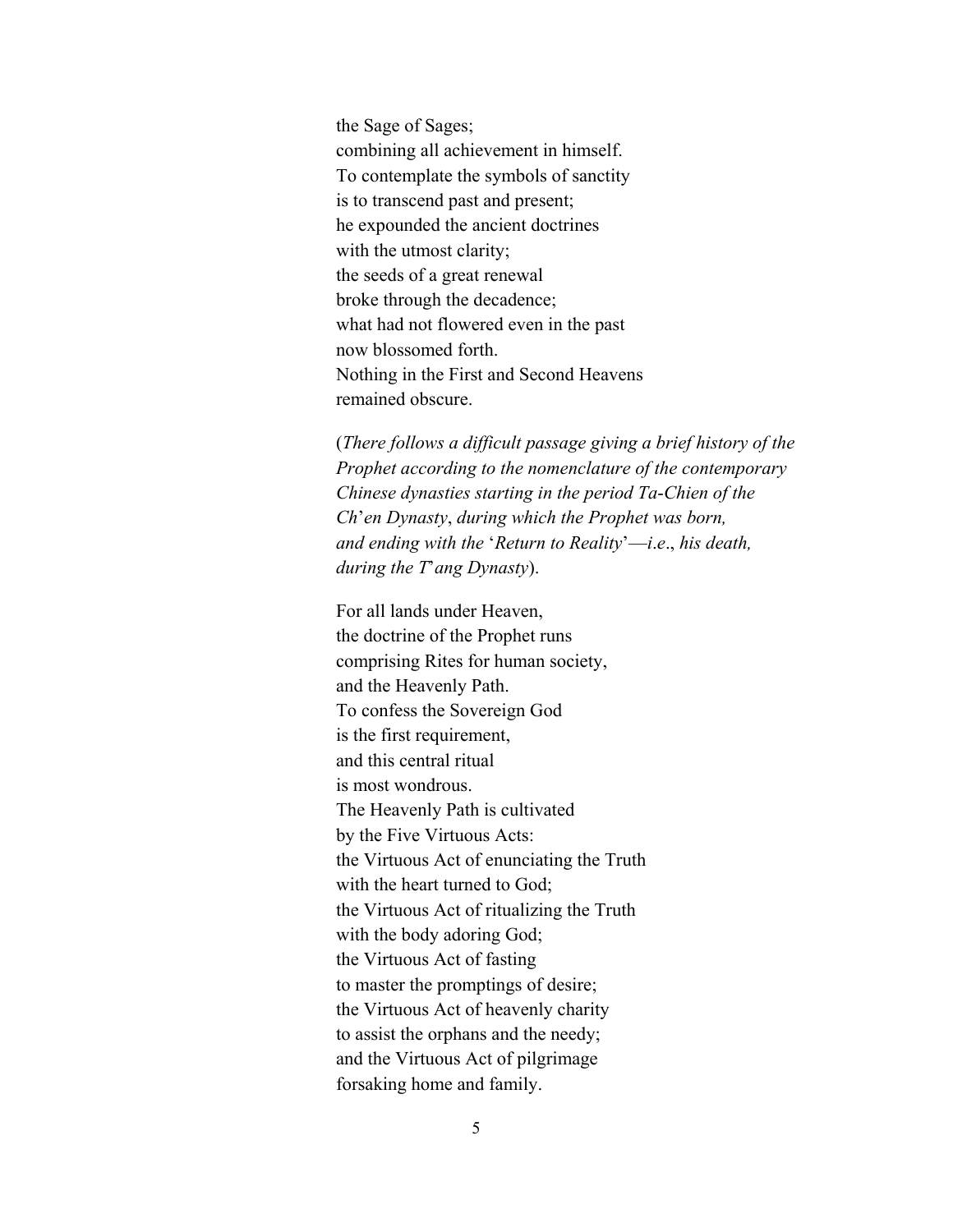the Sage of Sages;  
combining all achievement in himself.  
To contemplate the symbols of sanctity  
is to transcend past and present;  
he expounded the ancient doctrines  
with the utmost clarity;  
the seeds of a great renewal  
broke through the decadence;  
what had not flowered even in the past  
now blossomed forth.  
Nothing in the First and Second Heavens  
remained obscure.

(*There follows a difficult passage giving a brief history of the Prophet according to the nomenclature of the contemporary Chinese dynasties starting in the period Ta-Chien of the Ch*'*en Dynasty*, *during which the Prophet was born, and ending with the* '*Return to Reality*'—*i*.*e*., *his death, during the T*'*ang Dynasty*).

For all lands under Heaven,  
the doctrine of the Prophet runs  
comprising Rites for human society,  
and the Heavenly Path.  
To confess the Sovereign God  
is the first requirement,  
and this central ritual  
is most wondrous.  
The Heavenly Path is cultivated  
by the Five Virtuous Acts:  
the Virtuous Act of enunciating the Truth  
with the heart turned to God;  
the Virtuous Act of ritualizing the Truth  
with the body adoring God;  
the Virtuous Act of fasting  
to master the promptings of desire;  
the Virtuous Act of heavenly charity  
to assist the orphans and the needy;  
and the Virtuous Act of pilgrimage  
forsaking home and family.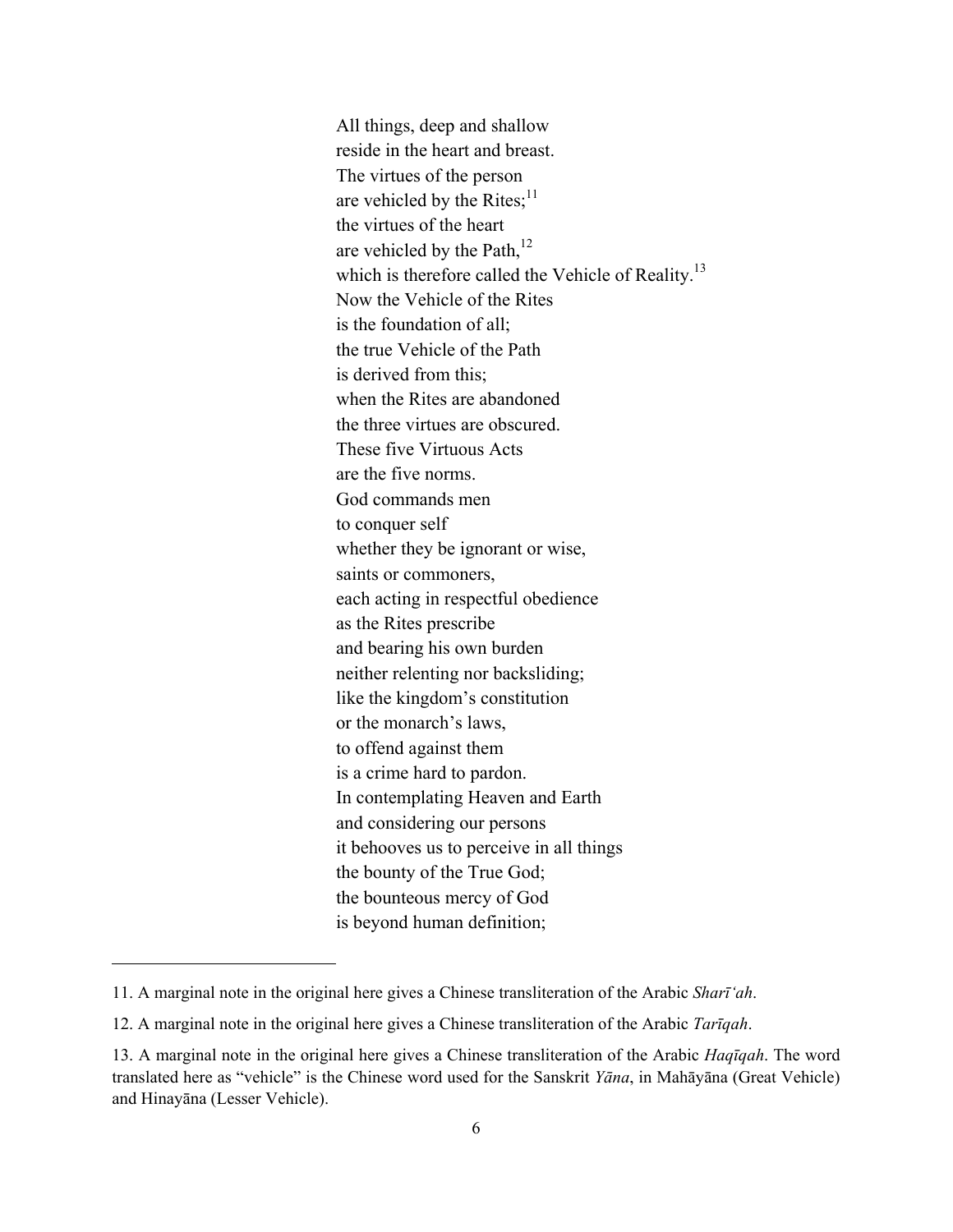All things, deep and shallow  
reside in the heart and breast.  
The virtues of the person  
are vehicled by the Rites;[11]  
the virtues of the heart  
are vehicled by the Path,[12]  
which is therefore called the Vehicle of Reality.[13]  
Now the Vehicle of the Rites  
is the foundation of all;  
the true Vehicle of the Path  
is derived from this;  
when the Rites are abandoned  
the three virtues are obscured.  
These five Virtuous Acts  
are the five norms.  
God commands men  
to conquer self  
whether they be ignorant or wise,  
saints or commoners,  
each acting in respectful obedience  
as the Rites prescribe  
and bearing his own burden  
neither relenting nor backsliding;  
like the kingdom's constitution  
or the monarch's laws,  
to offend against them  
is a crime hard to pardon.  
In contemplating Heaven and Earth  
and considering our persons  
it behooves us to perceive in all things  
the bounty of the True God;  
the bounteous mercy of God  
is beyond human definition;

---

11. A marginal note in the original here gives a Chinese transliteration of the Arabic *Sharī'ah*.

12. A marginal note in the original here gives a Chinese transliteration of the Arabic *Tarīqah*.

13. A marginal note in the original here gives a Chinese transliteration of the Arabic *Haqīqah*. The word translated here as "vehicle" is the Chinese word used for the Sanskrit *Yāna*, in Mahāyāna (Great Vehicle) and Hinayāna (Lesser Vehicle).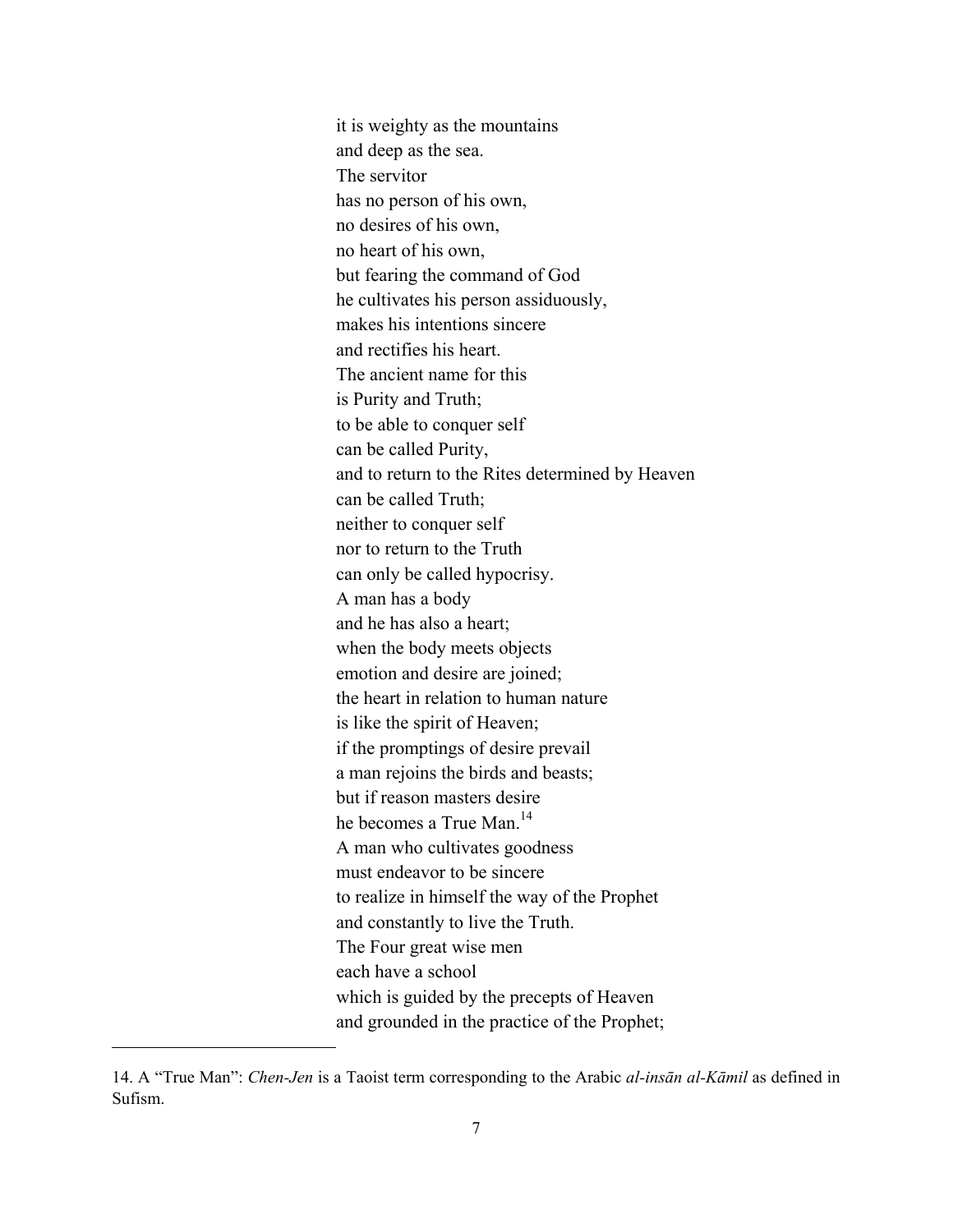it is weighty as the mountains
and deep as the sea.
The servitor
has no person of his own,
no desires of his own,
no heart of his own,
but fearing the command of God
he cultivates his person assiduously,
makes his intentions sincere
and rectifies his heart.
The ancient name for this
is Purity and Truth;
to be able to conquer self
can be called Purity,
and to return to the Rites determined by Heaven
can be called Truth;
neither to conquer self
nor to return to the Truth
can only be called hypocrisy.
A man has a body
and he has also a heart;
when the body meets objects
emotion and desire are joined;
the heart in relation to human nature
is like the spirit of Heaven;
if the promptings of desire prevail
a man rejoins the birds and beasts;
but if reason masters desire
he becomes a True Man.[14]
A man who cultivates goodness
must endeavor to be sincere
to realize in himself the way of the Prophet
and constantly to live the Truth.
The Four great wise men
each have a school
which is guided by the precepts of Heaven
and grounded in the practice of the Prophet;

---

14. A "True Man": *Chen-Jen* is a Taoist term corresponding to the Arabic *al-insān al-Kāmil* as defined in Sufism.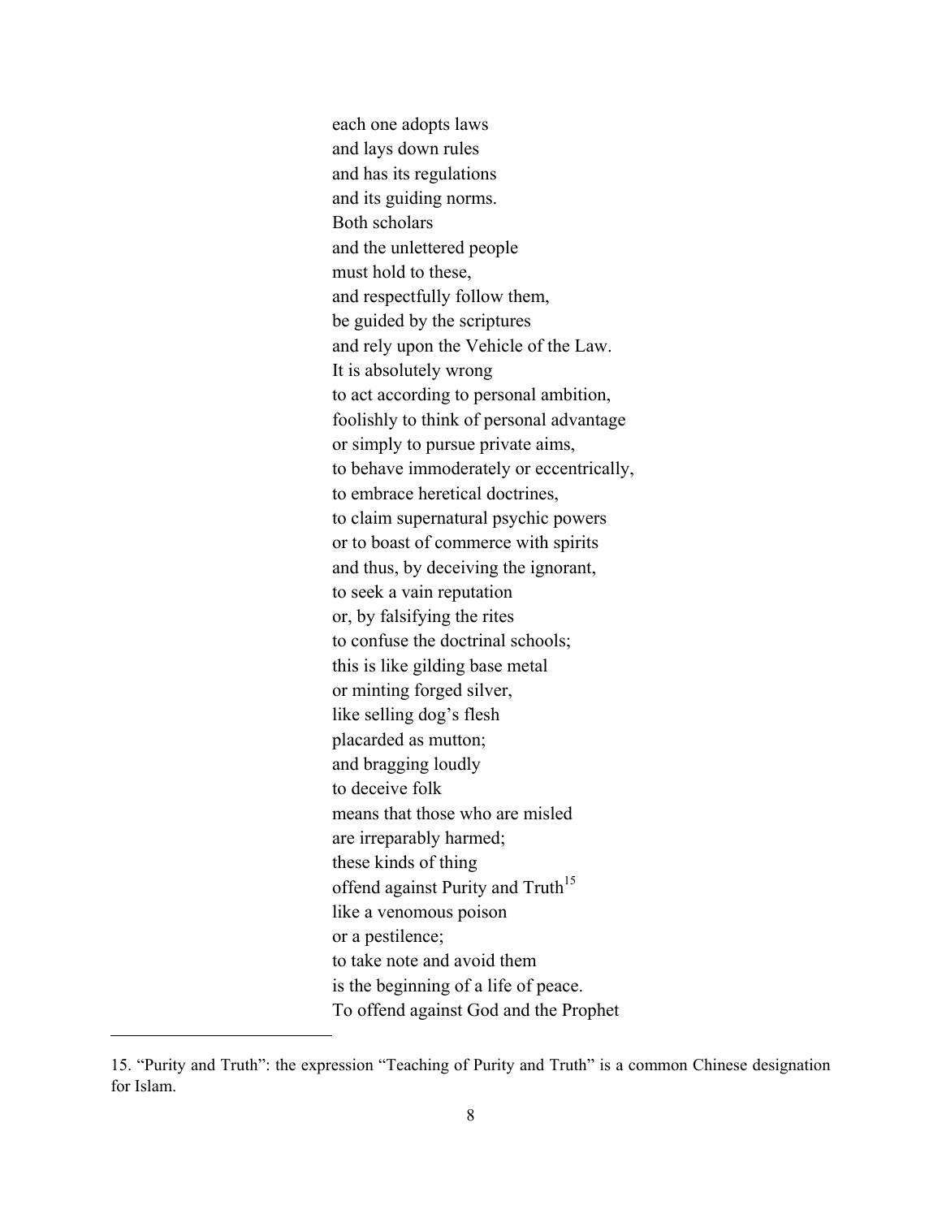each one adopts laws
and lays down rules
and has its regulations
and its guiding norms.
Both scholars
and the unlettered people
must hold to these,
and respectfully follow them,
be guided by the scriptures
and rely upon the Vehicle of the Law.
It is absolutely wrong
to act according to personal ambition,
foolishly to think of personal advantage
or simply to pursue private aims,
to behave immoderately or eccentrically,
to embrace heretical doctrines,
to claim supernatural psychic powers
or to boast of commerce with spirits
and thus, by deceiving the ignorant,
to seek a vain reputation
or, by falsifying the rites
to confuse the doctrinal schools;
this is like gilding base metal
or minting forged silver,
like selling dog's flesh
placarded as mutton;
and bragging loudly
to deceive folk
means that those who are misled
are irreparably harmed;
these kinds of thing
offend against Purity and Truth[15]
like a venomous poison
or a pestilence;
to take note and avoid them
is the beginning of a life of peace.
To offend against God and the Prophet

---

15. "Purity and Truth": the expression "Teaching of Purity and Truth" is a common Chinese designation for Islam.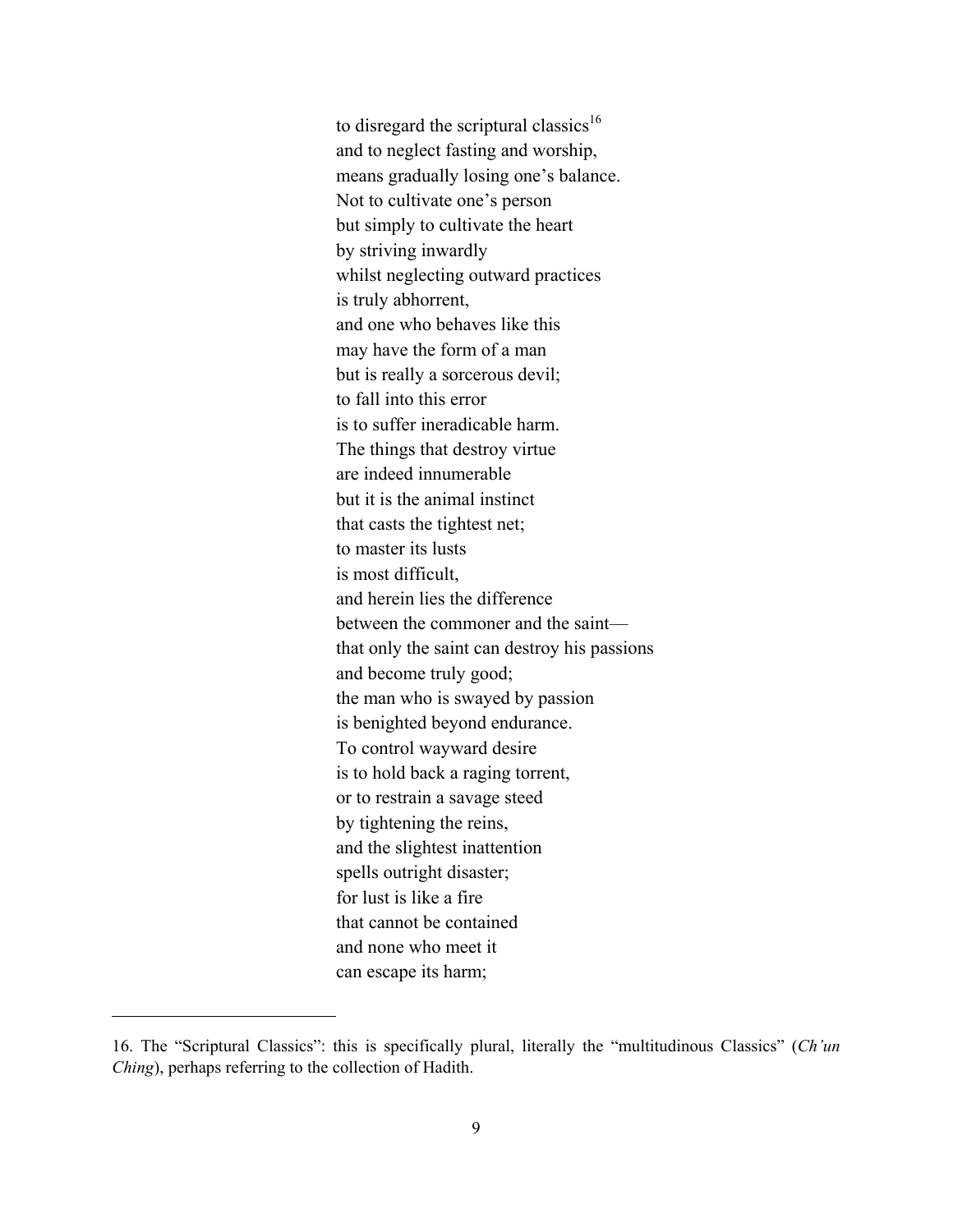to disregard the scriptural classics[16]  
and to neglect fasting and worship,  
means gradually losing one's balance.  
Not to cultivate one's person  
but simply to cultivate the heart  
by striving inwardly  
whilst neglecting outward practices  
is truly abhorrent,  
and one who behaves like this  
may have the form of a man  
but is really a sorcerous devil;  
to fall into this error  
is to suffer ineradicable harm.  
The things that destroy virtue  
are indeed innumerable  
but it is the animal instinct  
that casts the tightest net;  
to master its lusts  
is most difficult,  
and herein lies the difference  
between the commoner and the saint—  
that only the saint can destroy his passions  
and become truly good;  
the man who is swayed by passion  
is benighted beyond endurance.  
To control wayward desire  
is to hold back a raging torrent,  
or to restrain a savage steed  
by tightening the reins,  
and the slightest inattention  
spells outright disaster;  
for lust is like a fire  
that cannot be contained  
and none who meet it  
can escape its harm;

---

16. The "Scriptural Classics": this is specifically plural, literally the "multitudinous Classics" (*Ch'un Ching*), perhaps referring to the collection of Hadith.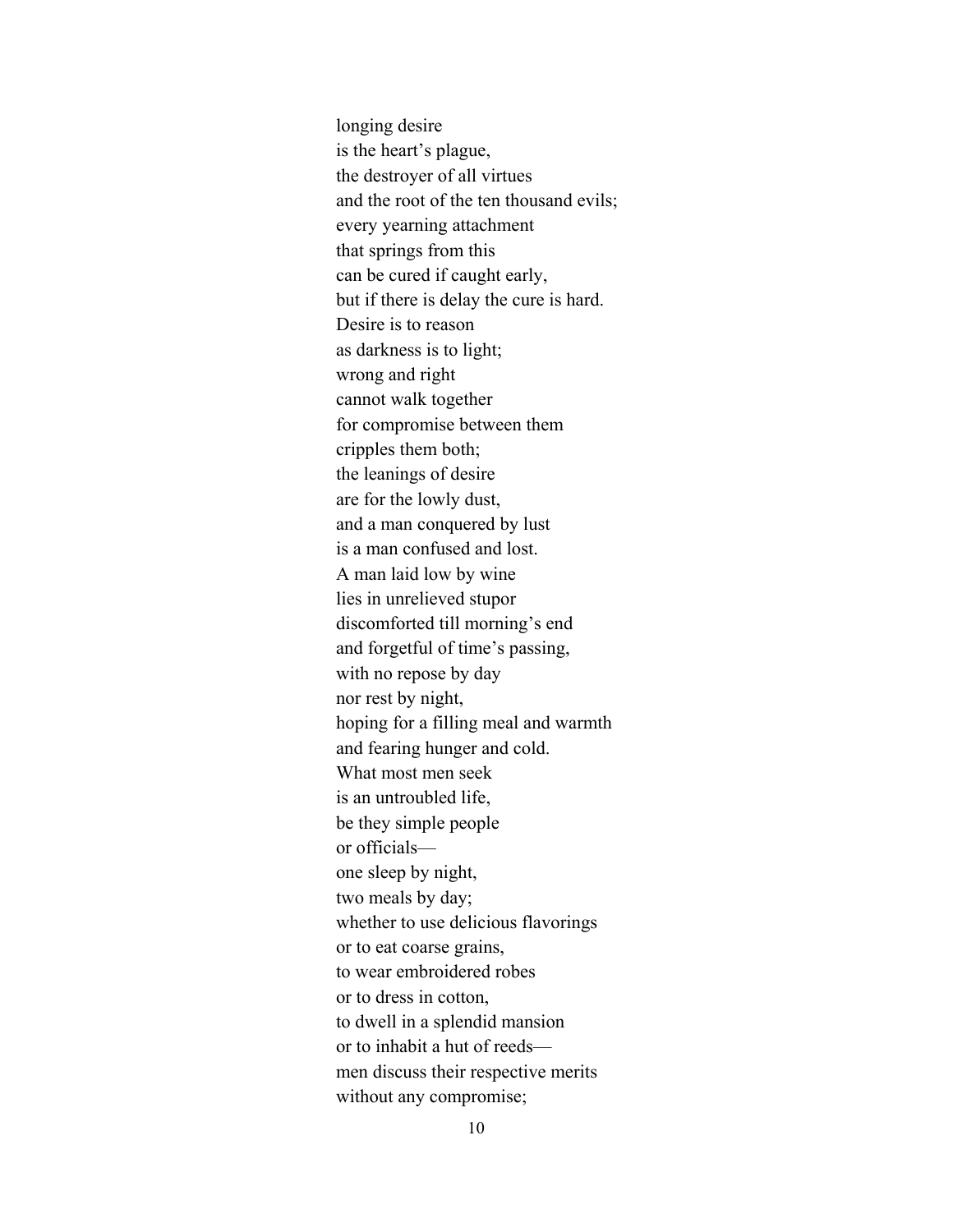longing desire  
is the heart's plague,  
the destroyer of all virtues  
and the root of the ten thousand evils;  
every yearning attachment  
that springs from this  
can be cured if caught early,  
but if there is delay the cure is hard.  
Desire is to reason  
as darkness is to light;  
wrong and right  
cannot walk together  
for compromise between them  
cripples them both;  
the leanings of desire  
are for the lowly dust,  
and a man conquered by lust  
is a man confused and lost.  
A man laid low by wine  
lies in unrelieved stupor  
discomforted till morning's end  
and forgetful of time's passing,  
with no repose by day  
nor rest by night,  
hoping for a filling meal and warmth  
and fearing hunger and cold.  
What most men seek  
is an untroubled life,  
be they simple people  
or officials—  
one sleep by night,  
two meals by day;  
whether to use delicious flavorings  
or to eat coarse grains,  
to wear embroidered robes  
or to dress in cotton,  
to dwell in a splendid mansion  
or to inhabit a hut of reeds—  
men discuss their respective merits  
without any compromise;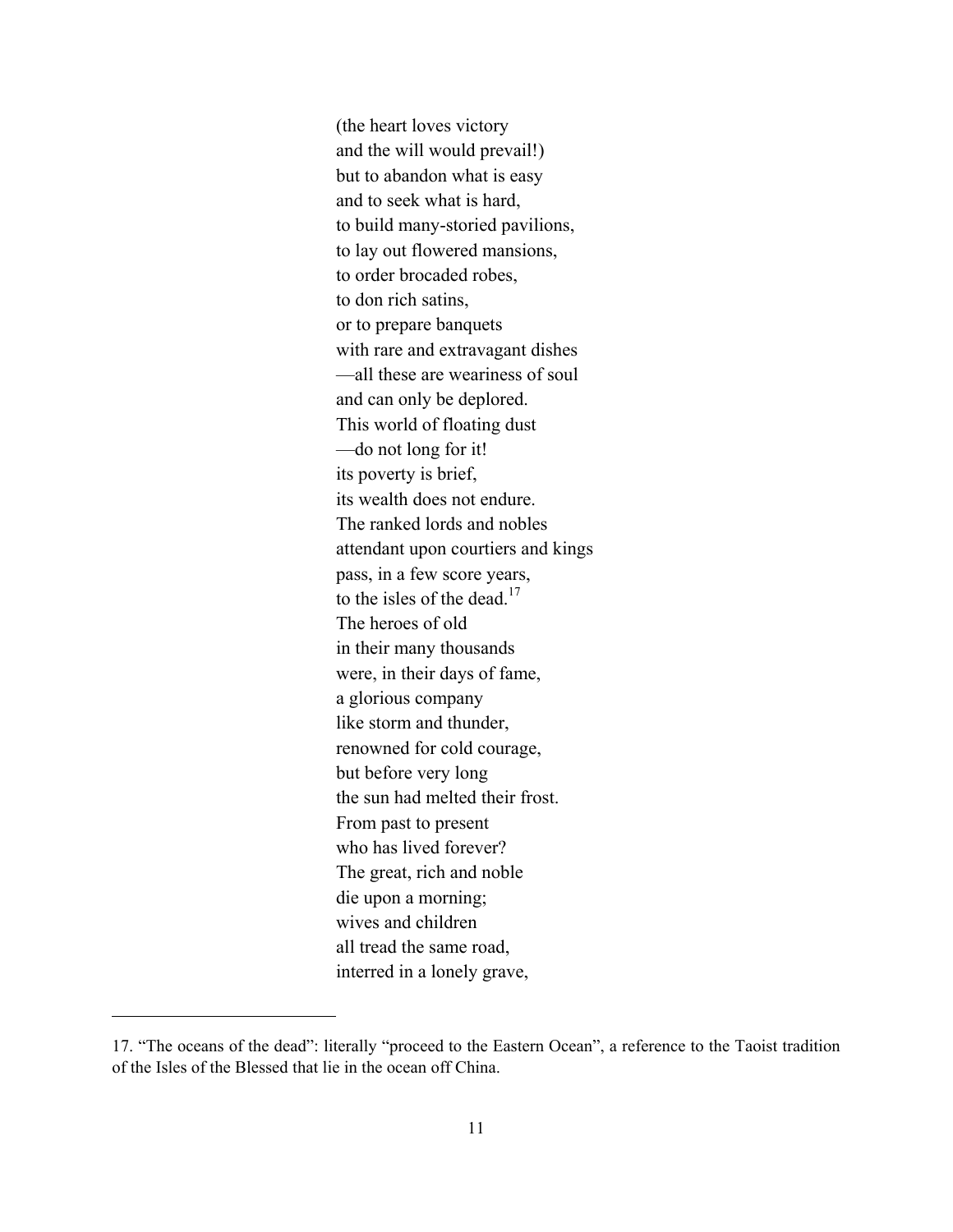(the heart loves victory  
and the will would prevail!)  
but to abandon what is easy  
and to seek what is hard,  
to build many-storied pavilions,  
to lay out flowered mansions,  
to order brocaded robes,  
to don rich satins,  
or to prepare banquets  
with rare and extravagant dishes  
—all these are weariness of soul  
and can only be deplored.  
This world of floating dust  
—do not long for it!  
its poverty is brief,  
its wealth does not endure.  
The ranked lords and nobles  
attendant upon courtiers and kings  
pass, in a few score years,  
to the isles of the dead.[17]  
The heroes of old  
in their many thousands  
were, in their days of fame,  
a glorious company  
like storm and thunder,  
renowned for cold courage,  
but before very long  
the sun had melted their frost.  
From past to present  
who has lived forever?  
The great, rich and noble  
die upon a morning;  
wives and children  
all tread the same road,  
interred in a lonely grave,

---

17. "The oceans of the dead": literally "proceed to the Eastern Ocean", a reference to the Taoist tradition of the Isles of the Blessed that lie in the ocean off China.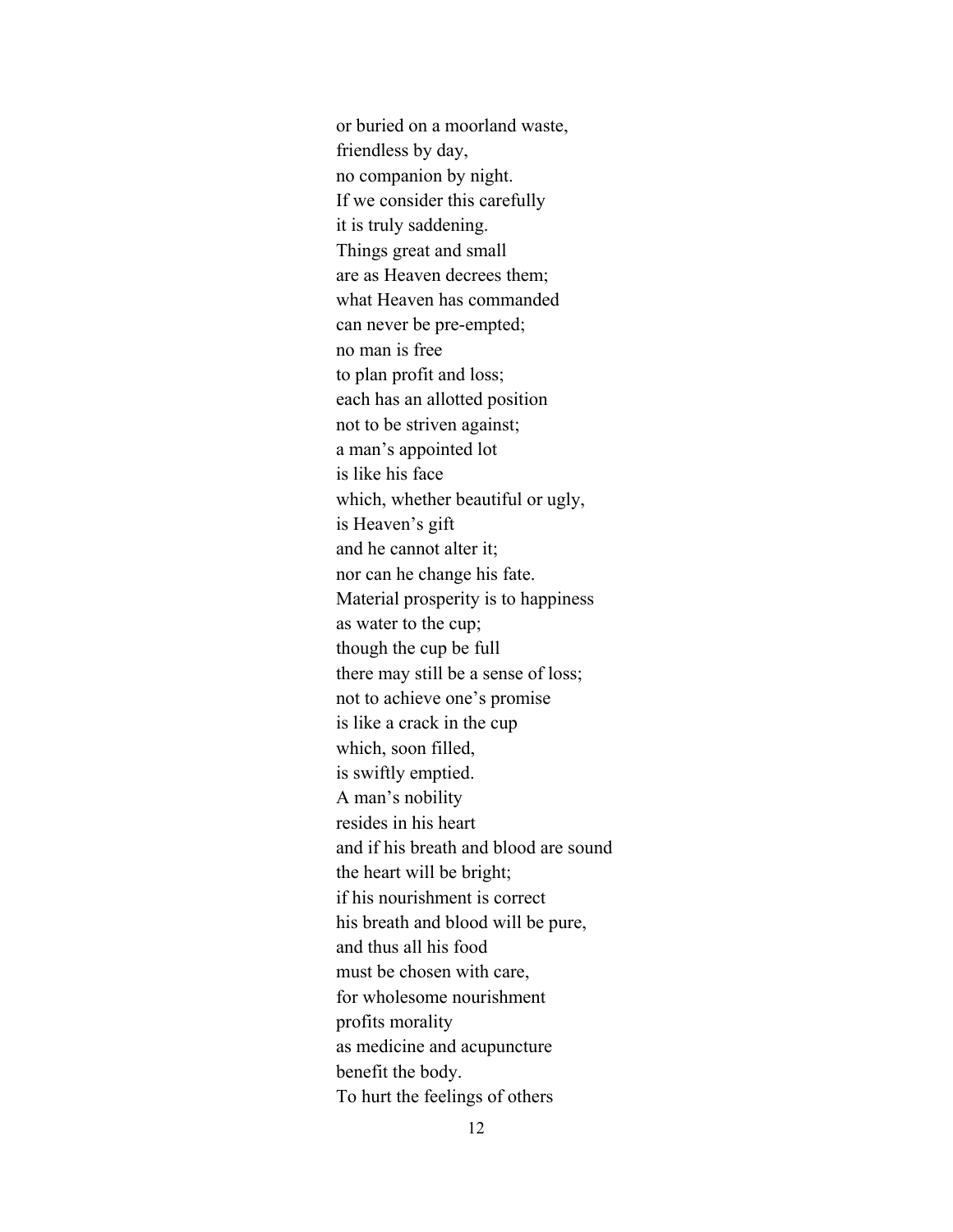or buried on a moorland waste,  
friendless by day,  
no companion by night.  
If we consider this carefully  
it is truly saddening.  
Things great and small  
are as Heaven decrees them;  
what Heaven has commanded  
can never be pre-empted;  
no man is free  
to plan profit and loss;  
each has an allotted position  
not to be striven against;  
a man’s appointed lot  
is like his face  
which, whether beautiful or ugly,  
is Heaven’s gift  
and he cannot alter it;  
nor can he change his fate.  
Material prosperity is to happiness  
as water to the cup;  
though the cup be full  
there may still be a sense of loss;  
not to achieve one’s promise  
is like a crack in the cup  
which, soon filled,  
is swiftly emptied.  
A man’s nobility  
resides in his heart  
and if his breath and blood are sound  
the heart will be bright;  
if his nourishment is correct  
his breath and blood will be pure,  
and thus all his food  
must be chosen with care,  
for wholesome nourishment  
profits morality  
as medicine and acupuncture  
benefit the body.  
To hurt the feelings of others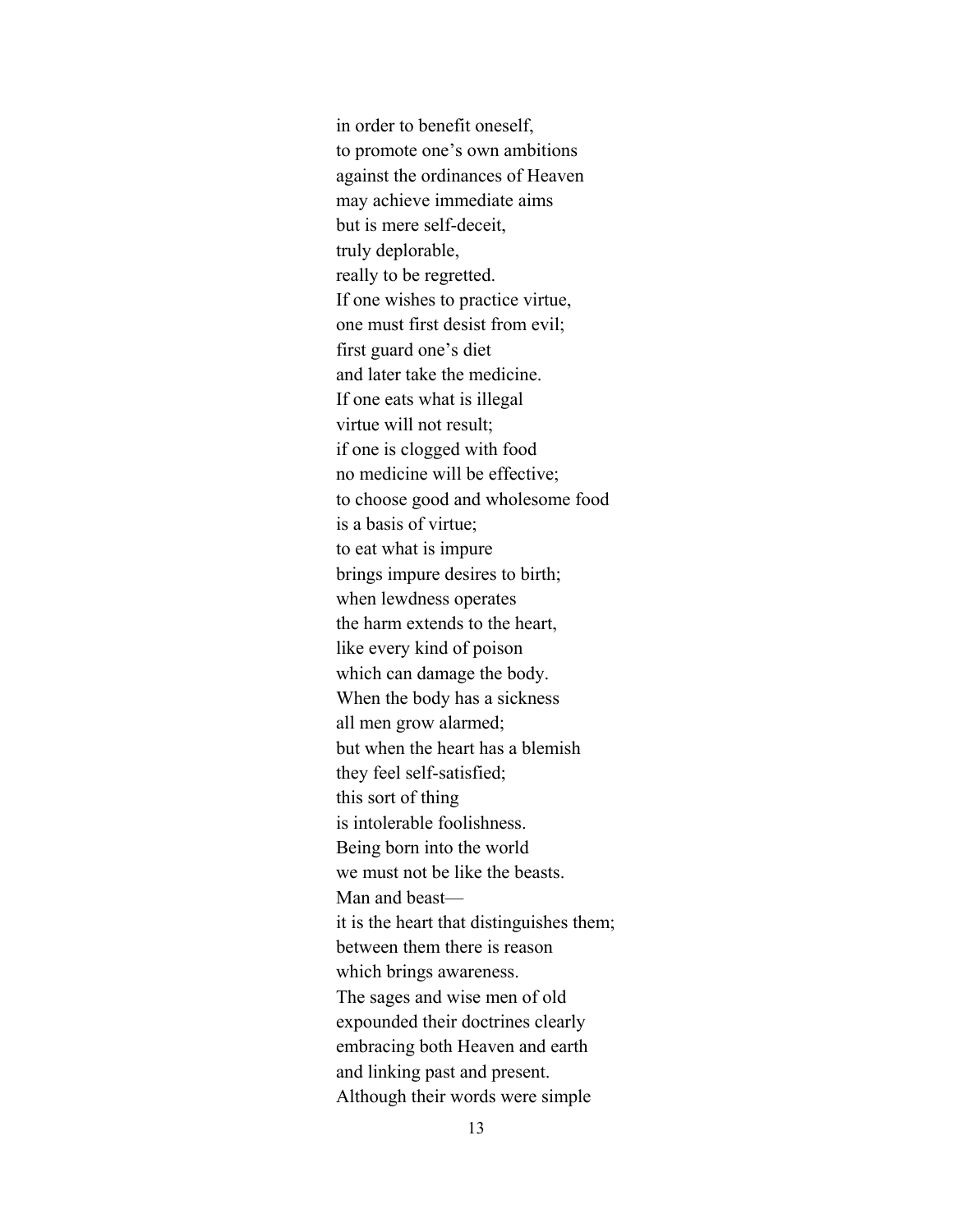in order to benefit oneself,
to promote one's own ambitions
against the ordinances of Heaven
may achieve immediate aims
but is mere self-deceit,
truly deplorable,
really to be regretted.
If one wishes to practice virtue,
one must first desist from evil;
first guard one's diet
and later take the medicine.
If one eats what is illegal
virtue will not result;
if one is clogged with food
no medicine will be effective;
to choose good and wholesome food
is a basis of virtue;
to eat what is impure
brings impure desires to birth;
when lewdness operates
the harm extends to the heart,
like every kind of poison
which can damage the body.
When the body has a sickness
all men grow alarmed;
but when the heart has a blemish
they feel self-satisfied;
this sort of thing
is intolerable foolishness.
Being born into the world
we must not be like the beasts.
Man and beast—
it is the heart that distinguishes them;
between them there is reason
which brings awareness.
The sages and wise men of old
expounded their doctrines clearly
embracing both Heaven and earth
and linking past and present.
Although their words were simple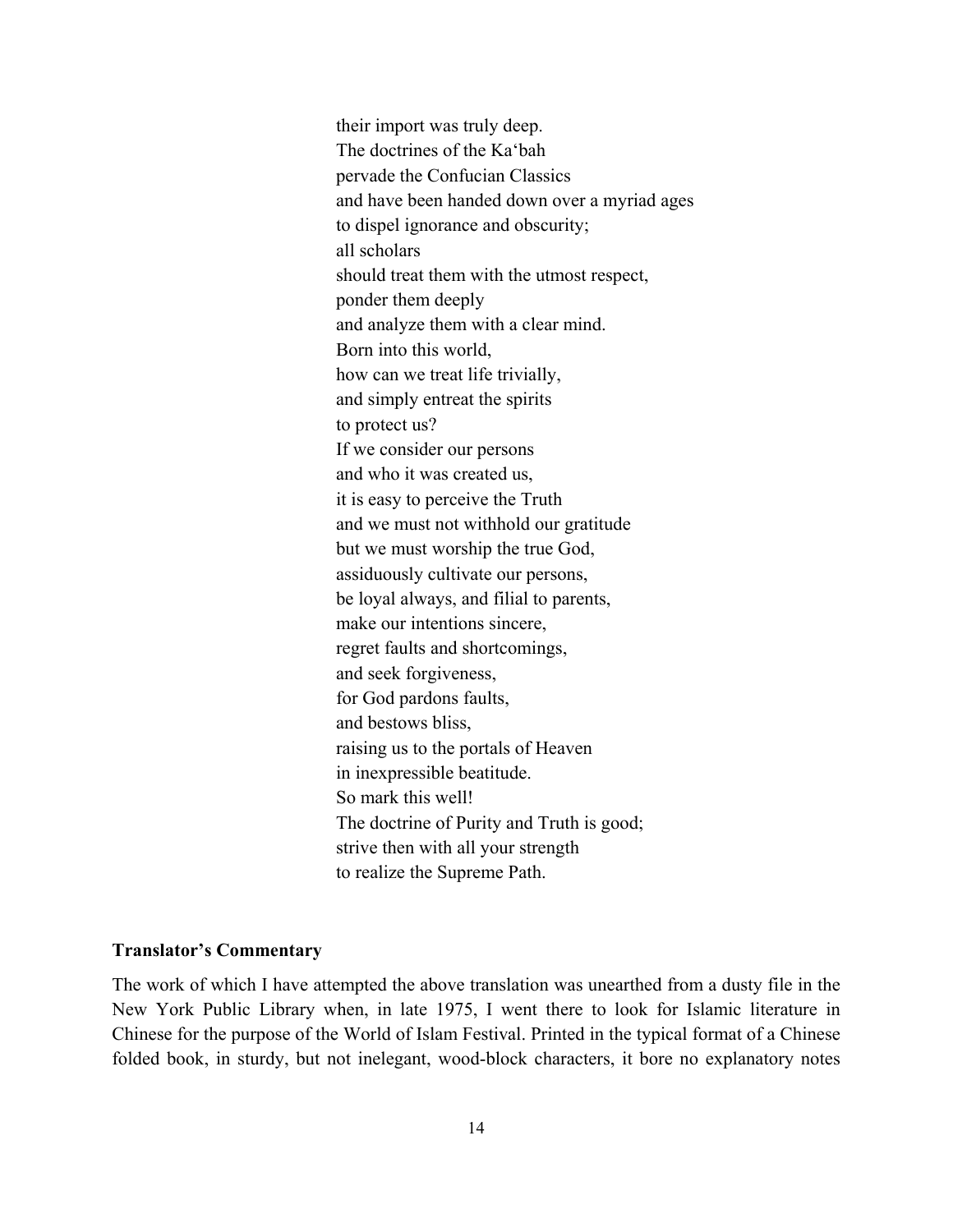their import was truly deep.  
The doctrines of the Ka'bah  
pervade the Confucian Classics  
and have been handed down over a myriad ages  
to dispel ignorance and obscurity;  
all scholars  
should treat them with the utmost respect,  
ponder them deeply  
and analyze them with a clear mind.  
Born into this world,  
how can we treat life trivially,  
and simply entreat the spirits  
to protect us?  
If we consider our persons  
and who it was created us,  
it is easy to perceive the Truth  
and we must not withhold our gratitude  
but we must worship the true God,  
assiduously cultivate our persons,  
be loyal always, and filial to parents,  
make our intentions sincere,  
regret faults and shortcomings,  
and seek forgiveness,  
for God pardons faults,  
and bestows bliss,  
raising us to the portals of Heaven  
in inexpressible beatitude.  
So mark this well!  
The doctrine of Purity and Truth is good;  
strive then with all your strength  
to realize the Supreme Path.

**Translator's Commentary**

The work of which I have attempted the above translation was unearthed from a dusty file in the New York Public Library when, in late 1975, I went there to look for Islamic literature in Chinese for the purpose of the World of Islam Festival. Printed in the typical format of a Chinese folded book, in sturdy, but not inelegant, wood-block characters, it bore no explanatory notes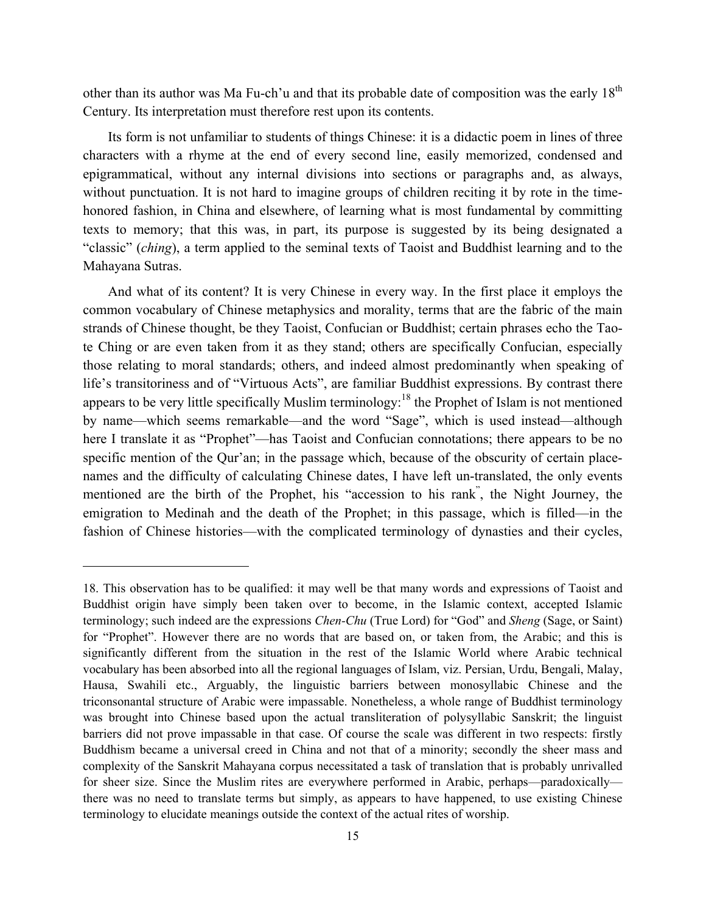other than its author was Ma Fu-ch'u and that its probable date of composition was the early 18th Century. Its interpretation must therefore rest upon its contents.

Its form is not unfamiliar to students of things Chinese: it is a didactic poem in lines of three characters with a rhyme at the end of every second line, easily memorized, condensed and epigrammatical, without any internal divisions into sections or paragraphs and, as always, without punctuation. It is not hard to imagine groups of children reciting it by rote in the time-honored fashion, in China and elsewhere, of learning what is most fundamental by committing texts to memory; that this was, in part, its purpose is suggested by its being designated a "classic" (*ching*), a term applied to the seminal texts of Taoist and Buddhist learning and to the Mahayana Sutras.

And what of its content? It is very Chinese in every way. In the first place it employs the common vocabulary of Chinese metaphysics and morality, terms that are the fabric of the main strands of Chinese thought, be they Taoist, Confucian or Buddhist; certain phrases echo the Tao-te Ching or are even taken from it as they stand; others are specifically Confucian, especially those relating to moral standards; others, and indeed almost predominantly when speaking of life's transitoriness and of "Virtuous Acts", are familiar Buddhist expressions. By contrast there appears to be very little specifically Muslim terminology:[18] the Prophet of Islam is not mentioned by name—which seems remarkable—and the word "Sage", which is used instead—although here I translate it as "Prophet"—has Taoist and Confucian connotations; there appears to be no specific mention of the Qur'an; in the passage which, because of the obscurity of certain place-names and the difficulty of calculating Chinese dates, I have left un-translated, the only events mentioned are the birth of the Prophet, his "accession to his rank", the Night Journey, the emigration to Medinah and the death of the Prophet; in this passage, which is filled—in the fashion of Chinese histories—with the complicated terminology of dynasties and their cycles,

---

18. This observation has to be qualified: it may well be that many words and expressions of Taoist and Buddhist origin have simply been taken over to become, in the Islamic context, accepted Islamic terminology; such indeed are the expressions *Chen-Chu* (True Lord) for "God" and *Sheng* (Sage, or Saint) for "Prophet". However there are no words that are based on, or taken from, the Arabic; and this is significantly different from the situation in the rest of the Islamic World where Arabic technical vocabulary has been absorbed into all the regional languages of Islam, viz. Persian, Urdu, Bengali, Malay, Hausa, Swahili etc., Arguably, the linguistic barriers between monosyllabic Chinese and the triconsonantal structure of Arabic were impassable. Nonetheless, a whole range of Buddhist terminology was brought into Chinese based upon the actual transliteration of polysyllabic Sanskrit; the linguist barriers did not prove impassable in that case. Of course the scale was different in two respects: firstly Buddhism became a universal creed in China and not that of a minority; secondly the sheer mass and complexity of the Sanskrit Mahayana corpus necessitated a task of translation that is probably unrivalled for sheer size. Since the Muslim rites are everywhere performed in Arabic, perhaps—paradoxically—there was no need to translate terms but simply, as appears to have happened, to use existing Chinese terminology to elucidate meanings outside the context of the actual rites of worship.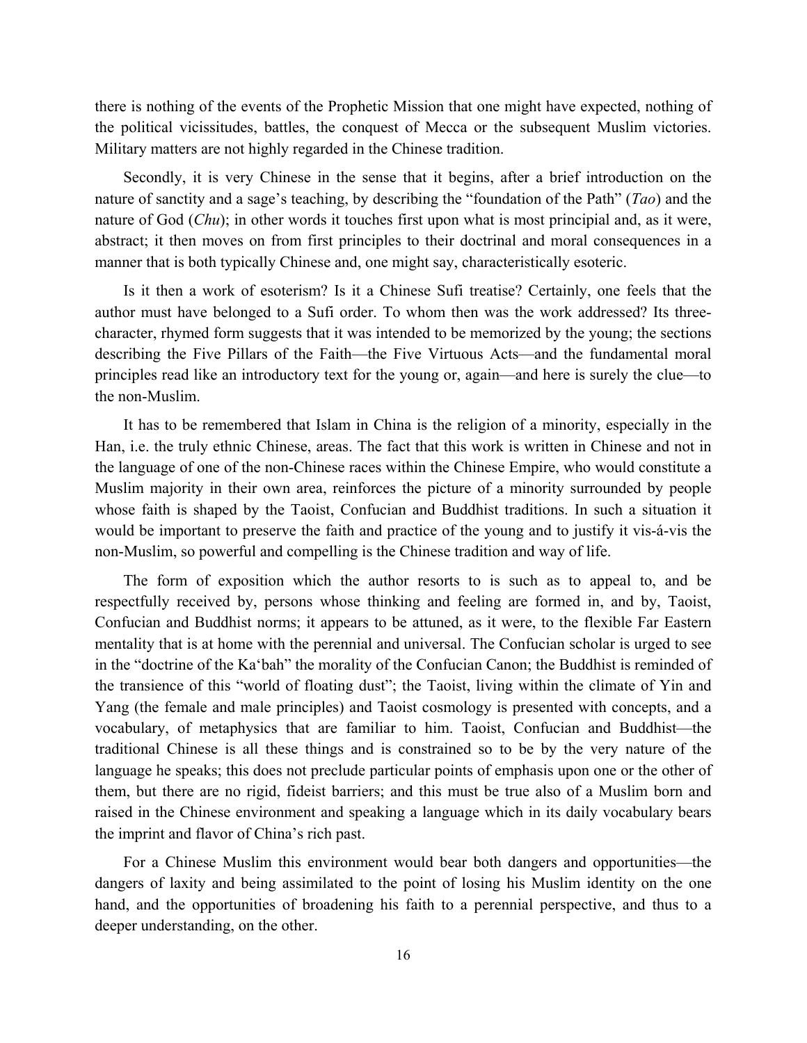there is nothing of the events of the Prophetic Mission that one might have expected, nothing of the political vicissitudes, battles, the conquest of Mecca or the subsequent Muslim victories. Military matters are not highly regarded in the Chinese tradition.

Secondly, it is very Chinese in the sense that it begins, after a brief introduction on the nature of sanctity and a sage's teaching, by describing the "foundation of the Path" (*Tao*) and the nature of God (*Chu*); in other words it touches first upon what is most principial and, as it were, abstract; it then moves on from first principles to their doctrinal and moral consequences in a manner that is both typically Chinese and, one might say, characteristically esoteric.

Is it then a work of esoterism? Is it a Chinese Sufi treatise? Certainly, one feels that the author must have belonged to a Sufi order. To whom then was the work addressed? Its three-character, rhymed form suggests that it was intended to be memorized by the young; the sections describing the Five Pillars of the Faith—the Five Virtuous Acts—and the fundamental moral principles read like an introductory text for the young or, again—and here is surely the clue—to the non-Muslim.

It has to be remembered that Islam in China is the religion of a minority, especially in the Han, i.e. the truly ethnic Chinese, areas. The fact that this work is written in Chinese and not in the language of one of the non-Chinese races within the Chinese Empire, who would constitute a Muslim majority in their own area, reinforces the picture of a minority surrounded by people whose faith is shaped by the Taoist, Confucian and Buddhist traditions. In such a situation it would be important to preserve the faith and practice of the young and to justify it vis-á-vis the non-Muslim, so powerful and compelling is the Chinese tradition and way of life.

The form of exposition which the author resorts to is such as to appeal to, and be respectfully received by, persons whose thinking and feeling are formed in, and by, Taoist, Confucian and Buddhist norms; it appears to be attuned, as it were, to the flexible Far Eastern mentality that is at home with the perennial and universal. The Confucian scholar is urged to see in the "doctrine of the Ka'bah" the morality of the Confucian Canon; the Buddhist is reminded of the transience of this "world of floating dust"; the Taoist, living within the climate of Yin and Yang (the female and male principles) and Taoist cosmology is presented with concepts, and a vocabulary, of metaphysics that are familiar to him. Taoist, Confucian and Buddhist—the traditional Chinese is all these things and is constrained so to be by the very nature of the language he speaks; this does not preclude particular points of emphasis upon one or the other of them, but there are no rigid, fideist barriers; and this must be true also of a Muslim born and raised in the Chinese environment and speaking a language which in its daily vocabulary bears the imprint and flavor of China's rich past.

For a Chinese Muslim this environment would bear both dangers and opportunities—the dangers of laxity and being assimilated to the point of losing his Muslim identity on the one hand, and the opportunities of broadening his faith to a perennial perspective, and thus to a deeper understanding, on the other.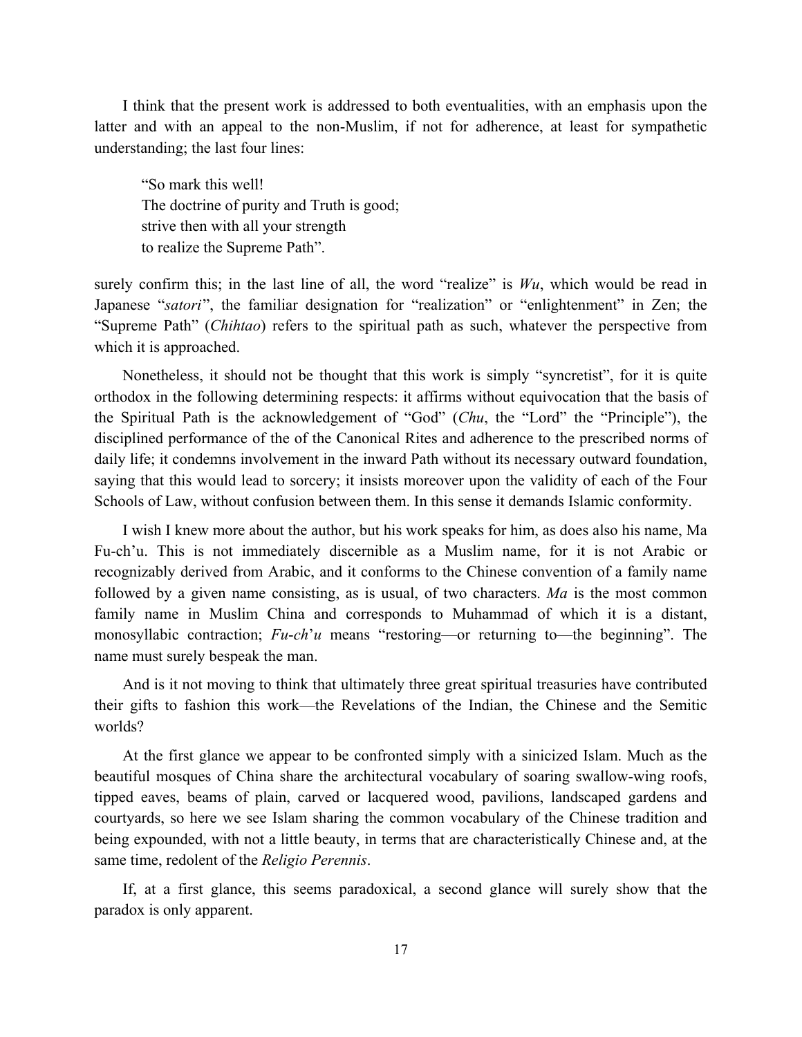I think that the present work is addressed to both eventualities, with an emphasis upon the latter and with an appeal to the non-Muslim, if not for adherence, at least for sympathetic understanding; the last four lines:

> "So mark this well!
> The doctrine of purity and Truth is good;
> strive then with all your strength
> to realize the Supreme Path".

surely confirm this; in the last line of all, the word "realize" is *Wu*, which would be read in Japanese "*satori*", the familiar designation for "realization" or "enlightenment" in Zen; the "Supreme Path" (*Chihtao*) refers to the spiritual path as such, whatever the perspective from which it is approached.

Nonetheless, it should not be thought that this work is simply "syncretist", for it is quite orthodox in the following determining respects: it affirms without equivocation that the basis of the Spiritual Path is the acknowledgement of "God" (*Chu*, the "Lord" the "Principle"), the disciplined performance of the of the Canonical Rites and adherence to the prescribed norms of daily life; it condemns involvement in the inward Path without its necessary outward foundation, saying that this would lead to sorcery; it insists moreover upon the validity of each of the Four Schools of Law, without confusion between them. In this sense it demands Islamic conformity.

I wish I knew more about the author, but his work speaks for him, as does also his name, Ma Fu-ch'u. This is not immediately discernible as a Muslim name, for it is not Arabic or recognizably derived from Arabic, and it conforms to the Chinese convention of a family name followed by a given name consisting, as is usual, of two characters. *Ma* is the most common family name in Muslim China and corresponds to Muhammad of which it is a distant, monosyllabic contraction; *Fu-ch*'*u* means "restoring—or returning to—the beginning". The name must surely bespeak the man.

And is it not moving to think that ultimately three great spiritual treasuries have contributed their gifts to fashion this work—the Revelations of the Indian, the Chinese and the Semitic worlds?

At the first glance we appear to be confronted simply with a sinicized Islam. Much as the beautiful mosques of China share the architectural vocabulary of soaring swallow-wing roofs, tipped eaves, beams of plain, carved or lacquered wood, pavilions, landscaped gardens and courtyards, so here we see Islam sharing the common vocabulary of the Chinese tradition and being expounded, with not a little beauty, in terms that are characteristically Chinese and, at the same time, redolent of the *Religio Perennis*.

If, at a first glance, this seems paradoxical, a second glance will surely show that the paradox is only apparent.